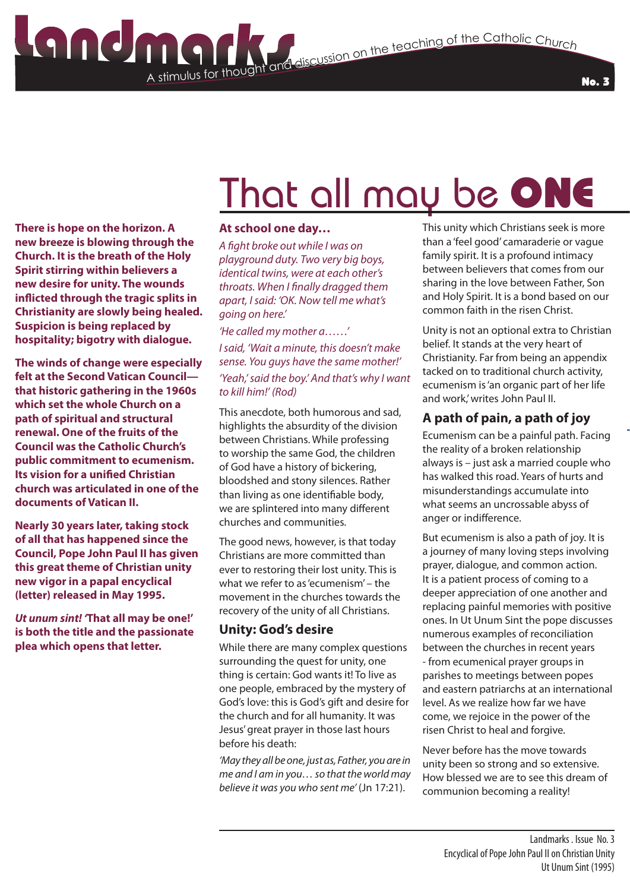# Landmarks

A stimulus for thought and discussion on the teaching of the Catholic Church

No. 3

# That all may be ONE

**There is hope on the horizon. A new breeze is blowing through the Church. It is the breath of the Holy Spirit stirring within believers a new desire for unity. The wounds inflicted through the tragic splits in Christianity are slowly being healed. Suspicion is being replaced by hospitality; bigotry with dialogue.**

**The winds of change were especially felt at the Second Vatican Council—that historic gathering in the 1960s which set the whole Church on a path of spiritual and structural renewal. One of the fruits of the Council was the Catholic Church's public commitment to ecumenism. Its vision for a unified Christian church was articulated in one of the documents of Vatican II.**

**Nearly 30 years later, taking stock of all that has happened since the Council, Pope John Paul II has given this great theme of Christian unity new vigor in a papal encyclical (letter) released in May 1995.**

***Ut unum sint!* 'That all may be one!' is both the title and the passionate plea which opens that letter.**

### At school one day…

*A fight broke out while I was on playground duty. Two very big boys, identical twins, were at each other's throats. When I finally dragged them apart, I said: 'OK. Now tell me what's going on here.'*

*'He called my mother a……'*

*I said, 'Wait a minute, this doesn't make sense. You guys have the same mother!'*

*'Yeah,' said the boy.' And that's why I want to kill him!' (Rod)*

This anecdote, both humorous and sad, highlights the absurdity of the division between Christians. While professing to worship the same God, the children of God have a history of bickering, bloodshed and stony silences. Rather than living as one identifiable body, we are splintered into many different churches and communities.

The good news, however, is that today Christians are more committed than ever to restoring their lost unity. This is what we refer to as 'ecumenism' – the movement in the churches towards the recovery of the unity of all Christians.

### Unity: God's desire

While there are many complex questions surrounding the quest for unity, one thing is certain: God wants it! To live as one people, embraced by the mystery of God's love: this is God's gift and desire for the church and for all humanity. It was Jesus' great prayer in those last hours before his death:

*'May they all be one, just as, Father, you are in me and I am in you… so that the world may believe it was you who sent me'* (Jn 17:21).

This unity which Christians seek is more than a 'feel good' camaraderie or vague family spirit. It is a profound intimacy between believers that comes from our sharing in the love between Father, Son and Holy Spirit. It is a bond based on our common faith in the risen Christ.

Unity is not an optional extra to Christian belief. It stands at the very heart of Christianity. Far from being an appendix tacked on to traditional church activity, ecumenism is 'an organic part of her life and work,' writes John Paul II.

### A path of pain, a path of joy

Ecumenism can be a painful path. Facing the reality of a broken relationship always is – just ask a married couple who has walked this road. Years of hurts and misunderstandings accumulate into what seems an uncrossable abyss of anger or indifference.

But ecumenism is also a path of joy. It is a journey of many loving steps involving prayer, dialogue, and common action. It is a patient process of coming to a deeper appreciation of one another and replacing painful memories with positive ones. In Ut Unum Sint the pope discusses numerous examples of reconciliation between the churches in recent years - from ecumenical prayer groups in parishes to meetings between popes and eastern patriarchs at an international level. As we realize how far we have come, we rejoice in the power of the risen Christ to heal and forgive.

Never before has the move towards unity been so strong and so extensive. How blessed we are to see this dream of communion becoming a reality!

Landmarks . Issue No. 3
Encyclical of Pope John Paul II on Christian Unity
Ut Unum Sint (1995)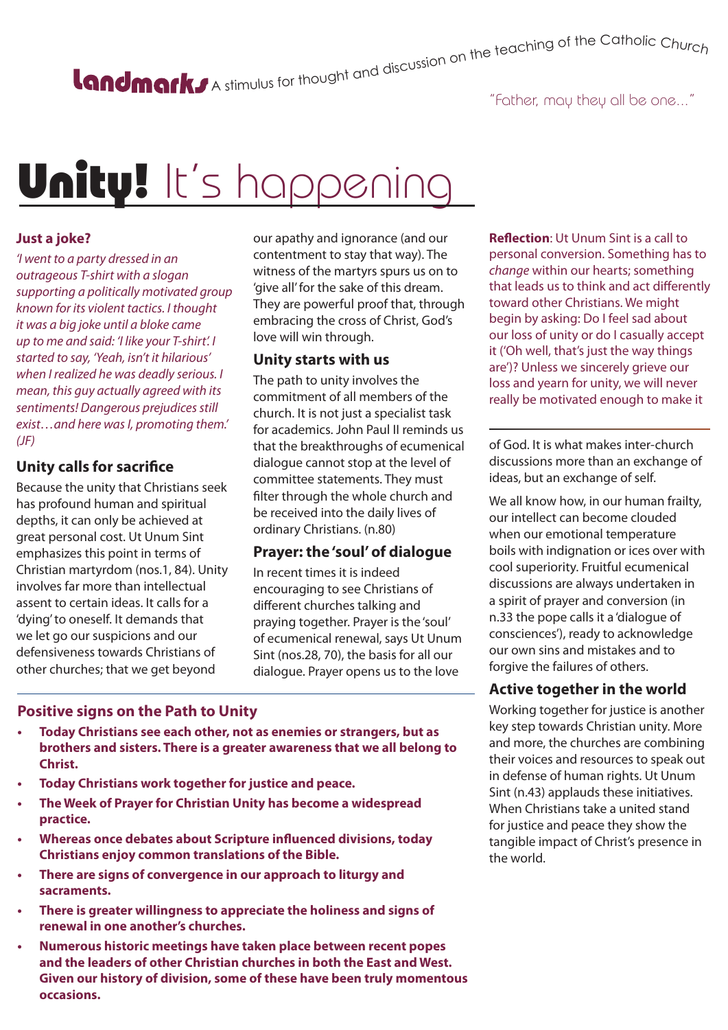**Landmarks** A stimulus for thought and discussion on the teaching of the Catholic Church

"Father, may they all be one..."

# Unity! It's happening

## Just a joke?

*'I went to a party dressed in an outrageous T-shirt with a slogan supporting a politically motivated group known for its violent tactics. I thought it was a big joke until a bloke came up to me and said: 'I like your T-shirt'. I started to say, 'Yeah, isn't it hilarious' when I realized he was deadly serious. I mean, this guy actually agreed with its sentiments! Dangerous prejudices still exist…and here was I, promoting them.' (JF)*

## Unity calls for sacrifice

Because the unity that Christians seek has profound human and spiritual depths, it can only be achieved at great personal cost. Ut Unum Sint emphasizes this point in terms of Christian martyrdom (nos.1, 84). Unity involves far more than intellectual assent to certain ideas. It calls for a 'dying' to oneself. It demands that we let go our suspicions and our defensiveness towards Christians of other churches; that we get beyond our apathy and ignorance (and our contentment to stay that way). The witness of the martyrs spurs us on to 'give all' for the sake of this dream. They are powerful proof that, through embracing the cross of Christ, God's love will win through.

## Unity starts with us

The path to unity involves the commitment of all members of the church. It is not just a specialist task for academics. John Paul II reminds us that the breakthroughs of ecumenical dialogue cannot stop at the level of committee statements. They must filter through the whole church and be received into the daily lives of ordinary Christians. (n.80)

## Prayer: the 'soul' of dialogue

In recent times it is indeed encouraging to see Christians of different churches talking and praying together. Prayer is the 'soul' of ecumenical renewal, says Ut Unum Sint (nos.28, 70), the basis for all our dialogue. Prayer opens us to the love of God. It is what makes inter-church discussions more than an exchange of ideas, but an exchange of self.

We all know how, in our human frailty, our intellect can become clouded when our emotional temperature boils with indignation or ices over with cool superiority. Fruitful ecumenical discussions are always undertaken in a spirit of prayer and conversion (in n.33 the pope calls it a 'dialogue of consciences'), ready to acknowledge our own sins and mistakes and to forgive the failures of others.

**Reflection**: Ut Unum Sint is a call to personal conversion. Something has to *change* within our hearts; something that leads us to think and act differently toward other Christians. We might begin by asking: Do I feel sad about our loss of unity or do I casually accept it ('Oh well, that's just the way things are')? Unless we sincerely grieve our loss and yearn for unity, we will never really be motivated enough to make it

## Active together in the world

Working together for justice is another key step towards Christian unity. More and more, the churches are combining their voices and resources to speak out in defense of human rights. Ut Unum Sint (n.43) applauds these initiatives. When Christians take a united stand for justice and peace they show the tangible impact of Christ's presence in the world.

## Positive signs on the Path to Unity

- **Today Christians see each other, not as enemies or strangers, but as brothers and sisters. There is a greater awareness that we all belong to Christ.**
- **Today Christians work together for justice and peace.**
- **The Week of Prayer for Christian Unity has become a widespread practice.**
- **Whereas once debates about Scripture influenced divisions, today Christians enjoy common translations of the Bible.**
- **There are signs of convergence in our approach to liturgy and sacraments.**
- **There is greater willingness to appreciate the holiness and signs of renewal in one another's churches.**
- **Numerous historic meetings have taken place between recent popes and the leaders of other Christian churches in both the East and West. Given our history of division, some of these have been truly momentous occasions.**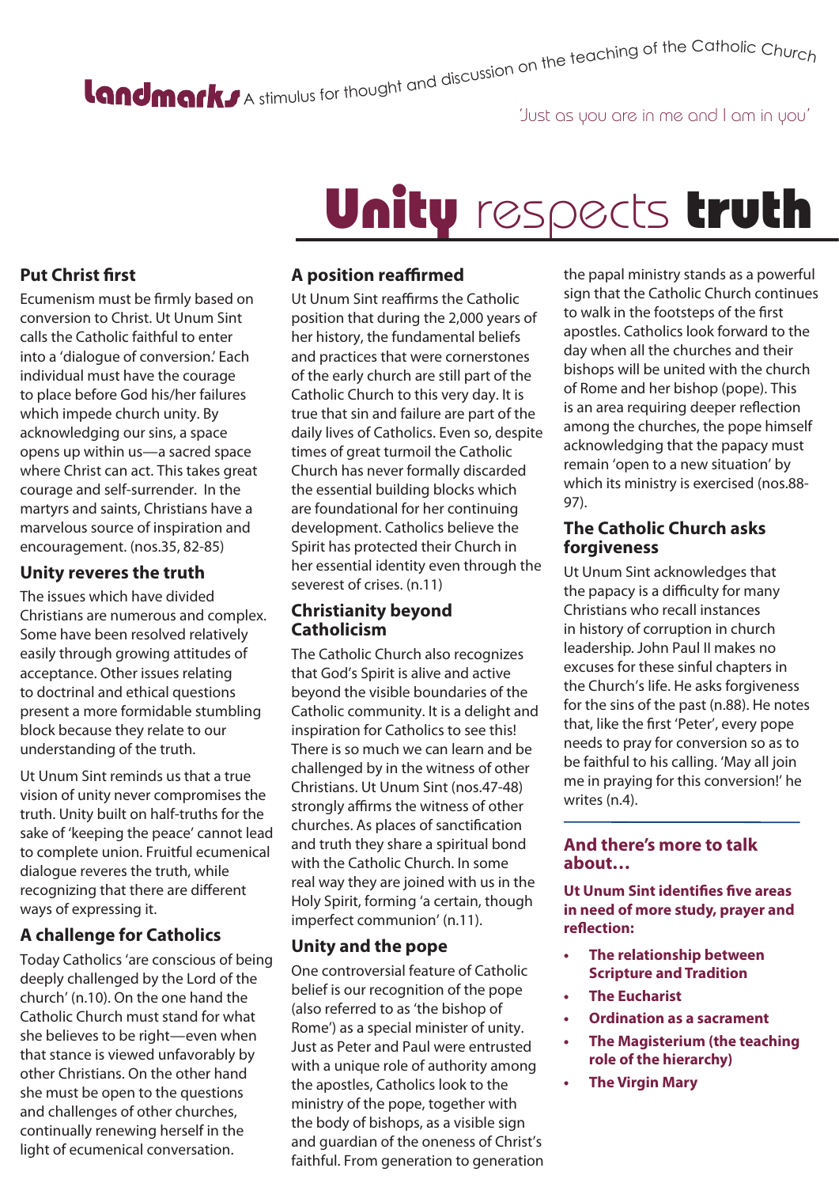**Landmarks** A stimulus for thought and discussion on the teaching of the Catholic Church

'Just as you are in me and I am in you'

# Unity respects **truth**

## Put Christ first

Ecumenism must be firmly based on conversion to Christ. Ut Unum Sint calls the Catholic faithful to enter into a 'dialogue of conversion.' Each individual must have the courage to place before God his/her failures which impede church unity. By acknowledging our sins, a space opens up within us—a sacred space where Christ can act. This takes great courage and self-surrender. In the martyrs and saints, Christians have a marvelous source of inspiration and encouragement. (nos.35, 82-85)

## Unity reveres the truth

The issues which have divided Christians are numerous and complex. Some have been resolved relatively easily through growing attitudes of acceptance. Other issues relating to doctrinal and ethical questions present a more formidable stumbling block because they relate to our understanding of the truth.

Ut Unum Sint reminds us that a true vision of unity never compromises the truth. Unity built on half-truths for the sake of 'keeping the peace' cannot lead to complete union. Fruitful ecumenical dialogue reveres the truth, while recognizing that there are different ways of expressing it.

## A challenge for Catholics

Today Catholics 'are conscious of being deeply challenged by the Lord of the church' (n.10). On the one hand the Catholic Church must stand for what she believes to be right—even when that stance is viewed unfavorably by other Christians. On the other hand she must be open to the questions and challenges of other churches, continually renewing herself in the light of ecumenical conversation.

## A position reaffirmed

Ut Unum Sint reaffirms the Catholic position that during the 2,000 years of her history, the fundamental beliefs and practices that were cornerstones of the early church are still part of the Catholic Church to this very day. It is true that sin and failure are part of the daily lives of Catholics. Even so, despite times of great turmoil the Catholic Church has never formally discarded the essential building blocks which are foundational for her continuing development. Catholics believe the Spirit has protected their Church in her essential identity even through the severest of crises. (n.11)

## Christianity beyond Catholicism

The Catholic Church also recognizes that God's Spirit is alive and active beyond the visible boundaries of the Catholic community. It is a delight and inspiration for Catholics to see this! There is so much we can learn and be challenged by in the witness of other Christians. Ut Unum Sint (nos.47-48) strongly affirms the witness of other churches. As places of sanctification and truth they share a spiritual bond with the Catholic Church. In some real way they are joined with us in the Holy Spirit, forming 'a certain, though imperfect communion' (n.11).

## Unity and the pope

One controversial feature of Catholic belief is our recognition of the pope (also referred to as 'the bishop of Rome') as a special minister of unity. Just as Peter and Paul were entrusted with a unique role of authority among the apostles, Catholics look to the ministry of the pope, together with the body of bishops, as a visible sign and guardian of the oneness of Christ's faithful. From generation to generation the papal ministry stands as a powerful sign that the Catholic Church continues to walk in the footsteps of the first apostles. Catholics look forward to the day when all the churches and their bishops will be united with the church of Rome and her bishop (pope). This is an area requiring deeper reflection among the churches, the pope himself acknowledging that the papacy must remain 'open to a new situation' by which its ministry is exercised (nos.88-97).

## The Catholic Church asks forgiveness

Ut Unum Sint acknowledges that the papacy is a difficulty for many Christians who recall instances in history of corruption in church leadership. John Paul II makes no excuses for these sinful chapters in the Church's life. He asks forgiveness for the sins of the past (n.88). He notes that, like the first 'Peter', every pope needs to pray for conversion so as to be faithful to his calling. 'May all join me in praying for this conversion!' he writes (n.4).

## And there's more to talk about…

**Ut Unum Sint identifies five areas in need of more study, prayer and reflection:**

- **The relationship between Scripture and Tradition**
- **The Eucharist**
- **Ordination as a sacrament**
- **The Magisterium (the teaching role of the hierarchy)**
- **The Virgin Mary**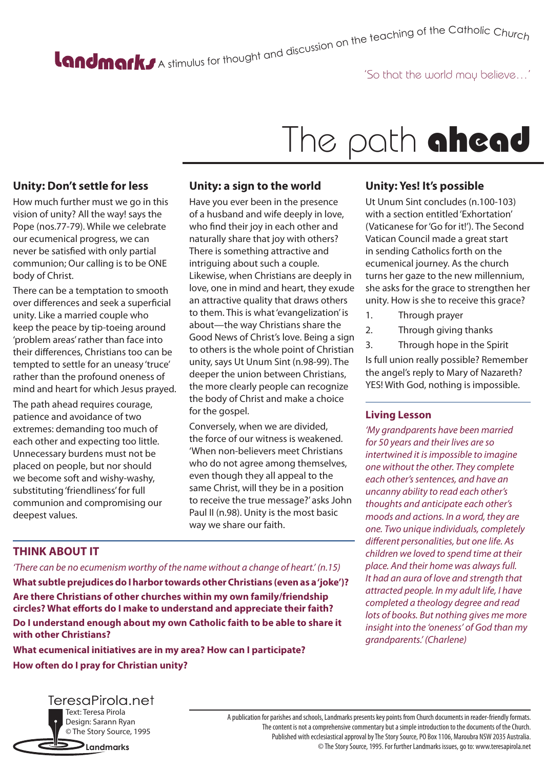**Landmarks** A stimulus for thought and discussion on the teaching of the Catholic Church

'So that the world may believe…'

# The path **ahead**

## Unity: Don't settle for less

How much further must we go in this vision of unity? All the way! says the Pope (nos.77-79). While we celebrate our ecumenical progress, we can never be satisfied with only partial communion; Our calling is to be ONE body of Christ.

There can be a temptation to smooth over differences and seek a superficial unity. Like a married couple who keep the peace by tip-toeing around 'problem areas' rather than face into their differences, Christians too can be tempted to settle for an uneasy 'truce' rather than the profound oneness of mind and heart for which Jesus prayed.

The path ahead requires courage, patience and avoidance of two extremes: demanding too much of each other and expecting too little. Unnecessary burdens must not be placed on people, but nor should we become soft and wishy-washy, substituting 'friendliness' for full communion and compromising our deepest values.

## Unity: a sign to the world

Have you ever been in the presence of a husband and wife deeply in love, who find their joy in each other and naturally share that joy with others? There is something attractive and intriguing about such a couple. Likewise, when Christians are deeply in love, one in mind and heart, they exude an attractive quality that draws others to them. This is what 'evangelization' is about—the way Christians share the Good News of Christ's love. Being a sign to others is the whole point of Christian unity, says Ut Unum Sint (n.98-99). The deeper the union between Christians, the more clearly people can recognize the body of Christ and make a choice for the gospel.

Conversely, when we are divided, the force of our witness is weakened. 'When non-believers meet Christians who do not agree among themselves, even though they all appeal to the same Christ, will they be in a position to receive the true message?' asks John Paul II (n.98). Unity is the most basic way we share our faith.

## Unity: Yes! It's possible

Ut Unum Sint concludes (n.100-103) with a section entitled 'Exhortation' (Vaticanese for 'Go for it!'). The Second Vatican Council made a great start in sending Catholics forth on the ecumenical journey. As the church turns her gaze to the new millennium, she asks for the grace to strengthen her unity. How is she to receive this grace?

1. Through prayer
2. Through giving thanks
3. Through hope in the Spirit

Is full union really possible? Remember the angel's reply to Mary of Nazareth? YES! With God, nothing is impossible.

## THINK ABOUT IT

*'There can be no ecumenism worthy of the name without a change of heart.' (n.15)*

**What subtle prejudices do I harbor towards other Christians (even as a 'joke')?**

**Are there Christians of other churches within my own family/friendship circles? What efforts do I make to understand and appreciate their faith?**

**Do I understand enough about my own Catholic faith to be able to share it with other Christians?**

**What ecumenical initiatives are in my area? How can I participate?**

**How often do I pray for Christian unity?**

## Living Lesson

*'My grandparents have been married for 50 years and their lives are so intertwined it is impossible to imagine one without the other. They complete each other's sentences, and have an uncanny ability to read each other's thoughts and anticipate each other's moods and actions. In a word, they are one. Two unique individuals, completely different personalities, but one life. As children we loved to spend time at their place. And their home was always full. It had an aura of love and strength that attracted people. In my adult life, I have completed a theology degree and read lots of books. But nothing gives me more insight into the 'oneness' of God than my grandparents.' (Charlene)*

TeresaPirola.net
Text: Teresa Pirola
Design: Sarann Ryan
© The Story Source, 1995
Landmarks

A publication for parishes and schools, Landmarks presents key points from Church documents in reader-friendly formats. The content is not a comprehensive commentary but a simple introduction to the documents of the Church. Published with ecclesiastical approval by The Story Source, PO Box 1106, Maroubra NSW 2035 Australia. © The Story Source, 1995. For further Landmarks issues, go to: www.teresapirola.net